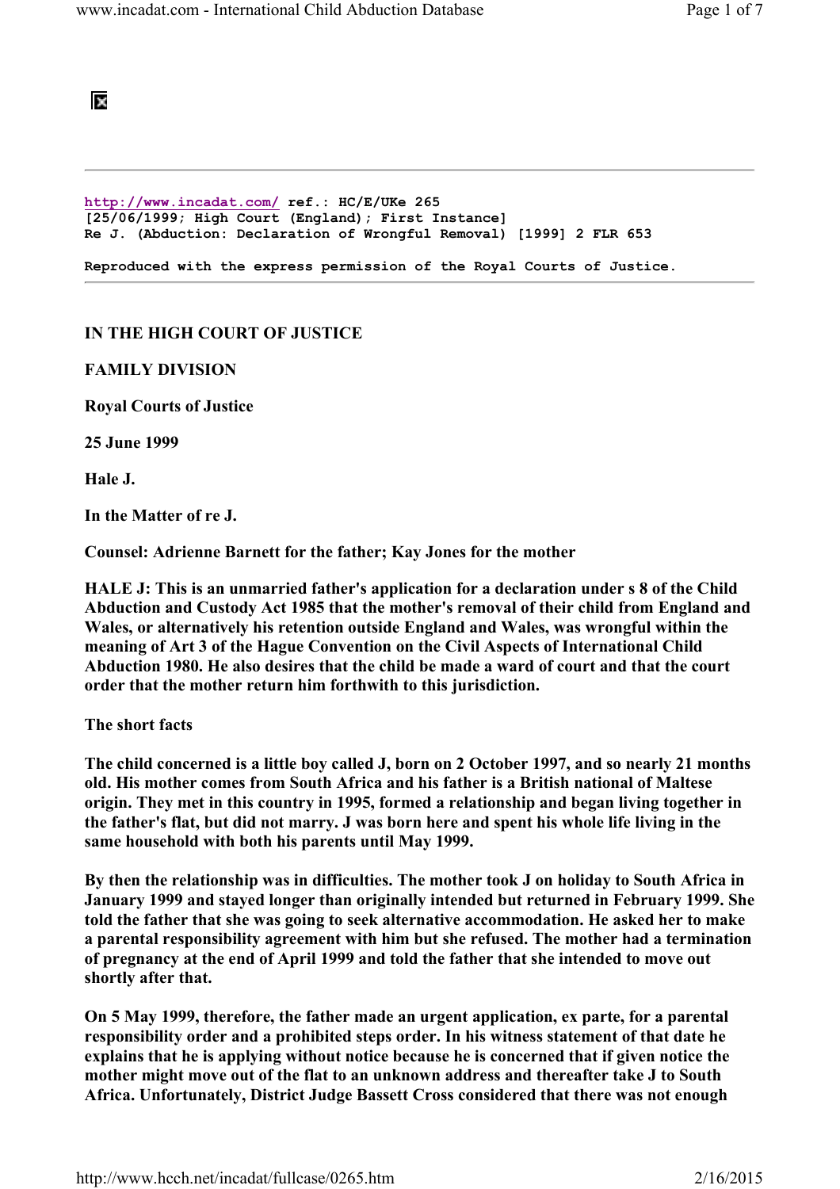http://www.incadat.com/ ref.: HC/E/UKe 265
[25/06/1999; High Court (England); First Instance]
Re J. (Abduction: Declaration of Wrongful Removal) [1999] 2 FLR 653

Reproduced with the express permission of the Royal Courts of Justice.

---

**IN THE HIGH COURT OF JUSTICE**

**FAMILY DIVISION**

**Royal Courts of Justice**

**25 June 1999**

**Hale J.**

**In the Matter of re J.**

**Counsel: Adrienne Barnett for the father; Kay Jones for the mother**

**HALE J: This is an unmarried father's application for a declaration under s 8 of the Child Abduction and Custody Act 1985 that the mother's removal of their child from England and Wales, or alternatively his retention outside England and Wales, was wrongful within the meaning of Art 3 of the Hague Convention on the Civil Aspects of International Child Abduction 1980. He also desires that the child be made a ward of court and that the court order that the mother return him forthwith to this jurisdiction.**

**The short facts**

**The child concerned is a little boy called J, born on 2 October 1997, and so nearly 21 months old. His mother comes from South Africa and his father is a British national of Maltese origin. They met in this country in 1995, formed a relationship and began living together in the father's flat, but did not marry. J was born here and spent his whole life living in the same household with both his parents until May 1999.**

**By then the relationship was in difficulties. The mother took J on holiday to South Africa in January 1999 and stayed longer than originally intended but returned in February 1999. She told the father that she was going to seek alternative accommodation. He asked her to make a parental responsibility agreement with him but she refused. The mother had a termination of pregnancy at the end of April 1999 and told the father that she intended to move out shortly after that.**

**On 5 May 1999, therefore, the father made an urgent application, ex parte, for a parental responsibility order and a prohibited steps order. In his witness statement of that date he explains that he is applying without notice because he is concerned that if given notice the mother might move out of the flat to an unknown address and thereafter take J to South Africa. Unfortunately, District Judge Bassett Cross considered that there was not enough**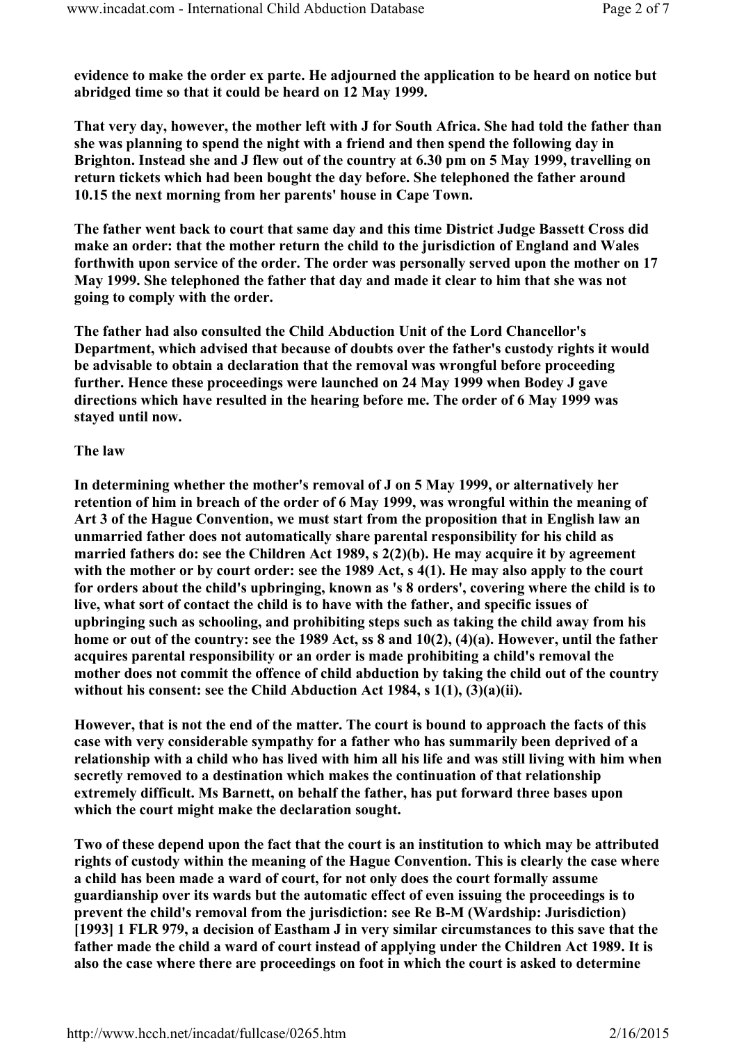**evidence to make the order ex parte. He adjourned the application to be heard on notice but abridged time so that it could be heard on 12 May 1999.**

**That very day, however, the mother left with J for South Africa. She had told the father than she was planning to spend the night out with a friend and then spend the following day in Brighton. Instead she and J flew out of the country at 6.30 pm on 5 May 1999, travelling on return tickets which had been bought the day before. She telephoned the father around 10.15 the next morning from her parents' house in Cape Town.**

**The father went back to court that same day and this time District Judge Bassett Cross did make an order: that the mother return the child to the jurisdiction of England and Wales forthwith upon service of the order. The order was personally served upon the mother on 17 May 1999. She telephoned the father that day and made it clear to him that she was not going to comply with the order.**

**The father had also consulted the Child Abduction Unit of the Lord Chancellor's Department, which advised that because of doubts over the father's custody rights it would be advisable to obtain a declaration that the removal was wrongful before proceeding further. Hence these proceedings were launched on 24 May 1999 when Bodey J gave directions which have resulted in the hearing before me. The order of 6 May 1999 was stayed until now.**

**The law**

**In determining whether the mother's removal of J on 5 May 1999, or alternatively her retention of him in breach of the order of 6 May 1999, was wrongful within the meaning of Art 3 of the Hague Convention, we must start from the proposition that in English law an unmarried father does not automatically share parental responsibility for his child as married fathers do: see the Children Act 1989, s 2(2)(b). He may acquire it by agreement with the mother or by court order: see the 1989 Act, s 4(1). He may also apply to the court for orders about the child's upbringing, known as 's 8 orders', covering where the child is to live, what sort of contact the child is to have with the father, and specific issues of upbringing such as schooling, and prohibiting steps such as taking the child away from his home or out of the country: see the 1989 Act, ss 8 and 10(2), (4)(a). However, until the father acquires parental responsibility or an order is made prohibiting a child's removal the mother does not commit the offence of child abduction by taking the child out of the country without his consent: see the Child Abduction Act 1984, s 1(1), (3)(a)(ii).**

**However, that is not the end of the matter. The court is bound to approach the facts of this case with very considerable sympathy for a father who has summarily been deprived of a relationship with a child who has lived with him all his life and was still living with him when secretly removed to a destination which makes the continuation of that relationship extremely difficult. Ms Barnett, on behalf the father, has put forward three bases upon which the court might make the declaration sought.**

**Two of these depend upon the fact that the court is an institution to which may be attributed rights of custody within the meaning of the Hague Convention. This is clearly the case where a child has been made a ward of court, for not only does the court formally assume guardianship over its wards but the automatic effect of even issuing the proceedings is to prevent the child's removal from the jurisdiction: see Re B-M (Wardship: Jurisdiction) [1993] 1 FLR 979, a decision of Eastham J in very similar circumstances to this save that the father made the child a ward of court instead of applying under the Children Act 1989. It is also the case where there are proceedings on foot in which the court is asked to determine**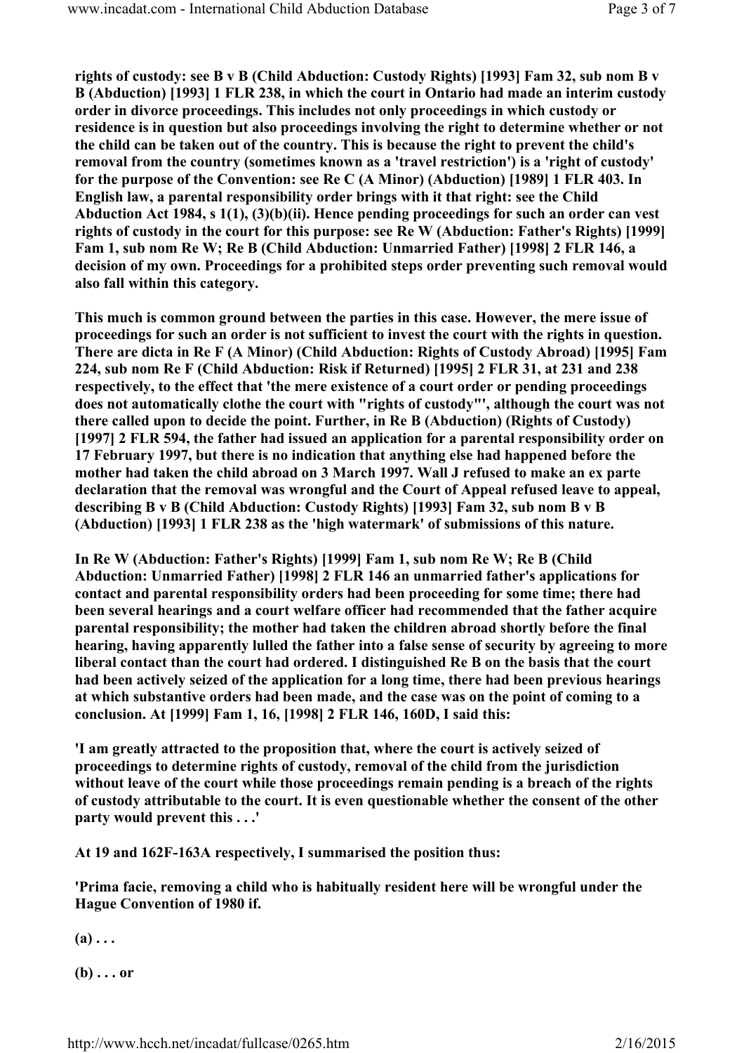**rights of custody: see B v B (Child Abduction: Custody Rights) [1993] Fam 32, sub nom B v B (Abduction) [1993] 1 FLR 238, in which the court in Ontario had made an interim custody order in divorce proceedings. This includes not only proceedings in which custody or residence is in question but also proceedings involving the right to determine whether or not the child can be taken out of the country. This is because the right to prevent the child's removal from the country (sometimes known as a 'travel restriction') is a 'right of custody' for the purpose of the Convention: see Re C (A Minor) (Abduction) [1989] 1 FLR 403. In English law, a parental responsibility order brings with it that right: see the Child Abduction Act 1984, s 1(1), (3)(b)(ii). Hence pending proceedings for such an order can vest rights of custody in the court for this purpose: see Re W (Abduction: Father's Rights) [1999] Fam 1, sub nom Re W; Re B (Child Abduction: Unmarried Father) [1998] 2 FLR 146, a decision of my own. Proceedings for a prohibited steps order preventing such removal would also fall within this category.**

**This much is common ground between the parties in this case. However, the mere issue of proceedings for such an order is not sufficient to invest the court with the rights in question. There are dicta in Re F (A Minor) (Child Abduction: Rights of Custody Abroad) [1995] Fam 224, sub nom Re F (Child Abduction: Risk if Returned) [1995] 2 FLR 31, at 231 and 238 respectively, to the effect that 'the mere existence of a court order or pending proceedings does not automatically clothe the court with "rights of custody"', although the court was not there called upon to decide the point. Further, in Re B (Abduction) (Rights of Custody) [1997] 2 FLR 594, the father had issued an application for a parental responsibility order on 17 February 1997, but there is no indication that anything else had happened before the mother had taken the child abroad on 3 March 1997. Wall J refused to make an ex parte declaration that the removal was wrongful and the Court of Appeal refused leave to appeal, describing B v B (Child Abduction: Custody Rights) [1993] Fam 32, sub nom B v B (Abduction) [1993] 1 FLR 238 as the 'high watermark' of submissions of this nature.**

**In Re W (Abduction: Father's Rights) [1999] Fam 1, sub nom Re W; Re B (Child Abduction: Unmarried Father) [1998] 2 FLR 146 an unmarried father's applications for contact and parental responsibility orders had been proceeding for some time; there had been several hearings and a court welfare officer had recommended that the father acquire parental responsibility; the mother had taken the children abroad shortly before the final hearing, having apparently lulled the father into a false sense of security by agreeing to more liberal contact than the court had ordered. I distinguished Re B on the basis that the court had been actively seized of the application for a long time, there had been previous hearings at which substantive orders had been made, and the case was on the point of coming to a conclusion. At [1999] Fam 1, 16, [1998] 2 FLR 146, 160D, I said this:**

**'I am greatly attracted to the proposition that, where the court is actively seized of proceedings to determine rights of custody, removal of the child from the jurisdiction without leave of the court while those proceedings remain pending is a breach of the rights of custody attributable to the court. It is even questionable whether the consent of the other party would prevent this . . .'**

**At 19 and 162F-163A respectively, I summarised the position thus:**

**'Prima facie, removing a child who is habitually resident here will be wrongful under the Hague Convention of 1980 if.**

**(a) . . .**

**(b) . . . or**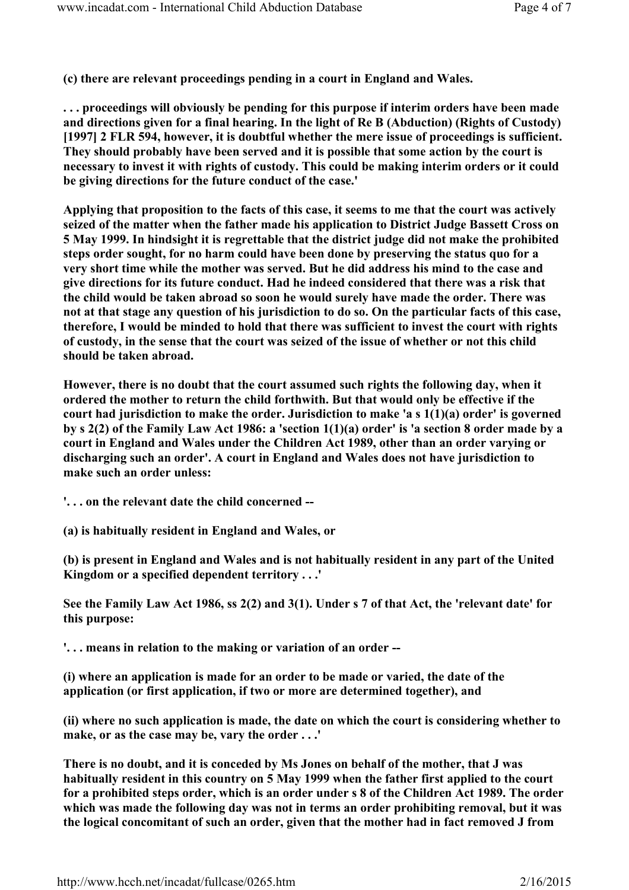**(c) there are relevant proceedings pending in a court in England and Wales.**

**. . . proceedings will obviously be pending for this purpose if interim orders have been made and directions given for a final hearing. In the light of Re B (Abduction) (Rights of Custody) [1997] 2 FLR 594, however, it is doubtful whether the mere issue of proceedings is sufficient. They should probably have been served and it is possible that some action by the court is necessary to invest it with rights of custody. This could be making interim orders or it could be giving directions for the future conduct of the case.'**

**Applying that proposition to the facts of this case, it seems to me that the court was actively seized of the matter when the father made his application to District Judge Bassett Cross on 5 May 1999. In hindsight it is regrettable that the district judge did not make the prohibited steps order sought, for no harm could have been done by preserving the status quo for a very short time while the mother was served. But he did address his mind to the case and give directions for its future conduct. Had he indeed considered that there was a risk that the child would be taken abroad so soon he would surely have made the order. There was not at that stage any question of his jurisdiction to do so. On the particular facts of this case, therefore, I would be minded to hold that there was sufficient to invest the court with rights of custody, in the sense that the court was seized of the issue of whether or not this child should be taken abroad.**

**However, there is no doubt that the court assumed such rights the following day, when it ordered the mother to return the child forthwith. But that would only be effective if the court had jurisdiction to make the order. Jurisdiction to make 'a s 1(1)(a) order' is governed by s 2(2) of the Family Law Act 1986: a 'section 1(1)(a) order' is 'a section 8 order made by a court in England and Wales under the Children Act 1989, other than an order varying or discharging such an order'. A court in England and Wales does not have jurisdiction to make such an order unless:**

**'. . . on the relevant date the child concerned --**

**(a) is habitually resident in England and Wales, or**

**(b) is present in England and Wales and is not habitually resident in any part of the United Kingdom or a specified dependent territory . . .'**

**See the Family Law Act 1986, ss 2(2) and 3(1). Under s 7 of that Act, the 'relevant date' for this purpose:**

**'. . . means in relation to the making or variation of an order --**

**(i) where an application is made for an order to be made or varied, the date of the application (or first application, if two or more are determined together), and**

**(ii) where no such application is made, the date on which the court is considering whether to make, or as the case may be, vary the order . . .'**

**There is no doubt, and it is conceded by Ms Jones on behalf of the mother, that J was habitually resident in this country on 5 May 1999 when the father first applied to the court for a prohibited steps order, which is an order under s 8 of the Children Act 1989. The order which was made the following day was not in terms an order prohibiting removal, but it was the logical concomitant of such an order, given that the mother had in fact removed J from**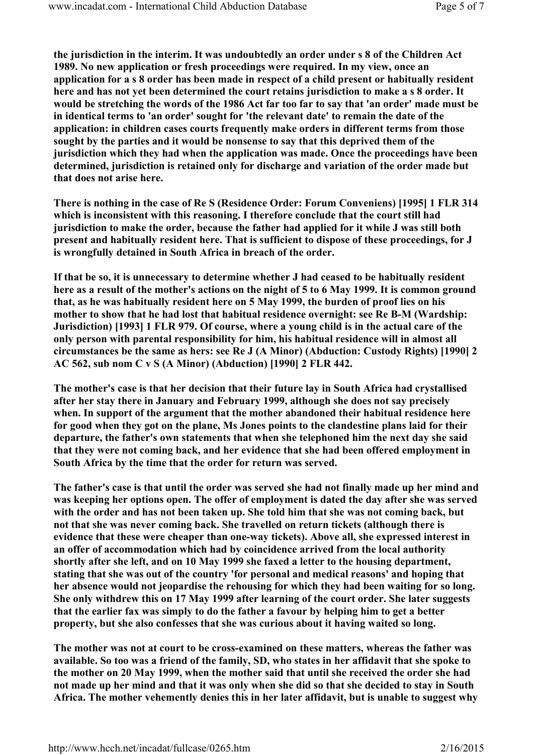the jurisdiction in the interim. It was undoubtedly an order under s 8 of the Children Act 1989. No new application or fresh proceedings were required. In my view, once an application for a s 8 order has been made in respect of a child present or habitually resident here and has not yet been determined the court retains jurisdiction to make a s 8 order. It would be stretching the words of the 1986 Act far too far to say that 'an order' made must be in identical terms to 'an order' sought for 'the relevant date' to remain the date of the application: in children cases courts frequently make orders in different terms from those sought by the parties and it would be nonsense to say that this deprived them of the jurisdiction which they had when the application was made. Once the proceedings have been determined, jurisdiction is retained only for discharge and variation of the order made but that does not arise here.

There is nothing in the case of Re S (Residence Order: Forum Conveniens) [1995] 1 FLR 314 which is inconsistent with this reasoning. I therefore conclude that the court still had jurisdiction to make the order, because the father had applied for it while J was still both present and habitually resident here. That is sufficient to dispose of these proceedings, for J is wrongfully detained in South Africa in breach of the order.

If that be so, it is unnecessary to determine whether J had ceased to be habitually resident here as a result of the mother's actions on the night of 5 to 6 May 1999. It is common ground that, as he was habitually resident here on 5 May 1999, the burden of proof lies on his mother to show that he had lost that habitual residence overnight: see Re B-M (Wardship: Jurisdiction) [1993] 1 FLR 979. Of course, where a young child is in the actual care of the only person with parental responsibility for him, his habitual residence will in almost all circumstances be the same as hers: see Re J (A Minor) (Abduction: Custody Rights) [1990] 2 AC 562, sub nom C v S (A Minor) (Abduction) [1990] 2 FLR 442.

The mother's case is that her decision that their future lay in South Africa had crystallised after her stay there in January and February 1999, although she does not say precisely when. In support of the argument that the mother abandoned their habitual residence here for good when they got on the plane, Ms Jones points to the clandestine plans laid for their departure, the father's own statements that when she telephoned him the next day she said that they were not coming back, and her evidence that she had been offered employment in South Africa by the time that the order for return was served.

The father's case is that until the order was served she had not finally made up her mind and was keeping her options open. The offer of employment is dated the day after she was served with the order and has not been taken up. She told him that she was not coming back, but not that she was never coming back. She travelled on return tickets (although there is evidence that these were cheaper than one-way tickets). Above all, she expressed interest in an offer of accommodation which had by coincidence arrived from the local authority shortly after she left, and on 10 May 1999 she faxed a letter to the housing department, stating that she was out of the country 'for personal and medical reasons' and hoping that her absence would not jeopardise the rehousing for which they had been waiting for so long. She only withdrew this on 17 May 1999 after learning of the court order. She later suggests that the earlier fax was simply to do the father a favour by helping him to get a better property, but she also confesses that she was curious about it having waited so long.

The mother was not at court to be cross-examined on these matters, whereas the father was available. So too was a friend of the family, SD, who states in her affidavit that she spoke to the mother on 20 May 1999, when the mother said that until she received the order she had not made up her mind and that it was only when she did so that she decided to stay in South Africa. The mother vehemently denies this in her later affidavit, but is unable to suggest why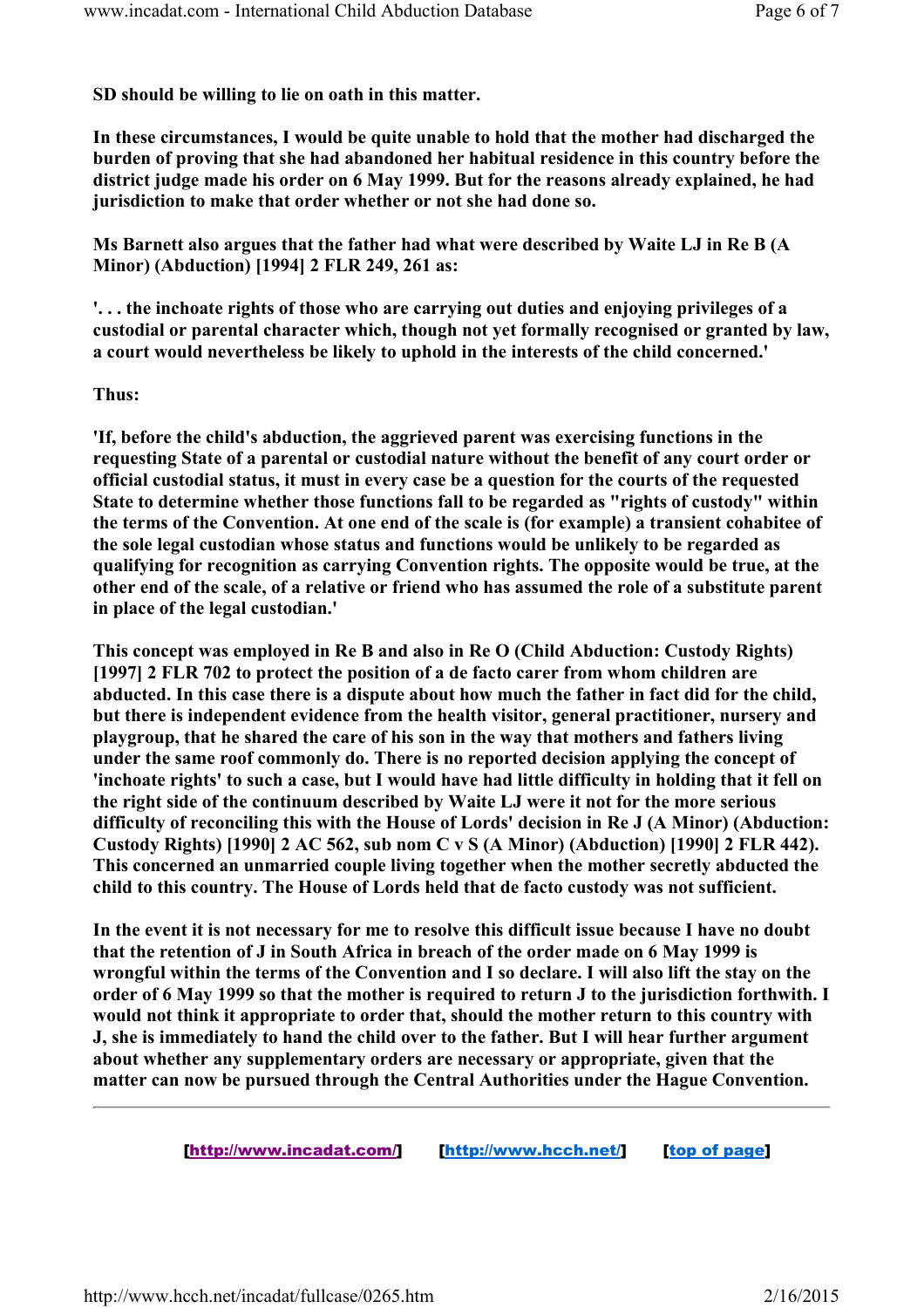**SD should be willing to lie on oath in this matter.**

**In these circumstances, I would be quite unable to hold that the mother had discharged the burden of proving that she had abandoned her habitual residence in this country before the district judge made his order on 6 May 1999. But for the reasons already explained, he had jurisdiction to make that order whether or not she had done so.**

**Ms Barnett also argues that the father had what were described by Waite LJ in Re B (A Minor) (Abduction) [1994] 2 FLR 249, 261 as:**

**'. . . the inchoate rights of those who are carrying out duties and enjoying privileges of a custodial or parental character which, though not yet formally recognised or granted by law, a court would nevertheless be likely to uphold in the interests of the child concerned.'**

**Thus:**

**'If, before the child's abduction, the aggrieved parent was exercising functions in the requesting State of a parental or custodial nature without the benefit of any court order or official custodial status, it must in every case be a question for the courts of the requested State to determine whether those functions fall to be regarded as "rights of custody" within the terms of the Convention. At one end of the scale is (for example) a transient cohabitee of the sole legal custodian whose status and functions would be unlikely to be regarded as qualifying for recognition as carrying Convention rights. The opposite would be true, at the other end of the scale, of a relative or friend who has assumed the role of a substitute parent in place of the legal custodian.'**

**This concept was employed in Re B and also in Re O (Child Abduction: Custody Rights) [1997] 2 FLR 702 to protect the position of a de facto carer from whom children are abducted. In this case there is a dispute about how much the father in fact did for the child, but there is independent evidence from the health visitor, general practitioner, nursery and playgroup, that he shared the care of his son in the way that mothers and fathers living under the same roof commonly do. There is no reported decision applying the concept of 'inchoate rights' to such a case, but I would have had little difficulty in holding that it fell on the right side of the continuum described by Waite LJ were it not for the more serious difficulty of reconciling this with the House of Lords' decision in Re J (A Minor) (Abduction: Custody Rights) [1990] 2 AC 562, sub nom C v S (A Minor) (Abduction) [1990] 2 FLR 442). This concerned an unmarried couple living together when the mother secretly abducted the child to this country. The House of Lords held that de facto custody was not sufficient.**

**In the event it is not necessary for me to resolve this difficult issue because I have no doubt that the retention of J in South Africa in breach of the order made on 6 May 1999 is wrongful within the terms of the Convention and I so declare. I will also lift the stay on the order of 6 May 1999 so that the mother is required to return J to the jurisdiction forthwith. I would not think it appropriate to order that, should the mother return to this country with J, she is immediately to hand the child over to the father. But I will hear further argument about whether any supplementary orders are necessary or appropriate, given that the matter can now be pursued through the Central Authorities under the Hague Convention.**

---

[http://www.incadat.com/] [http://www.hcch.net/] [top of page]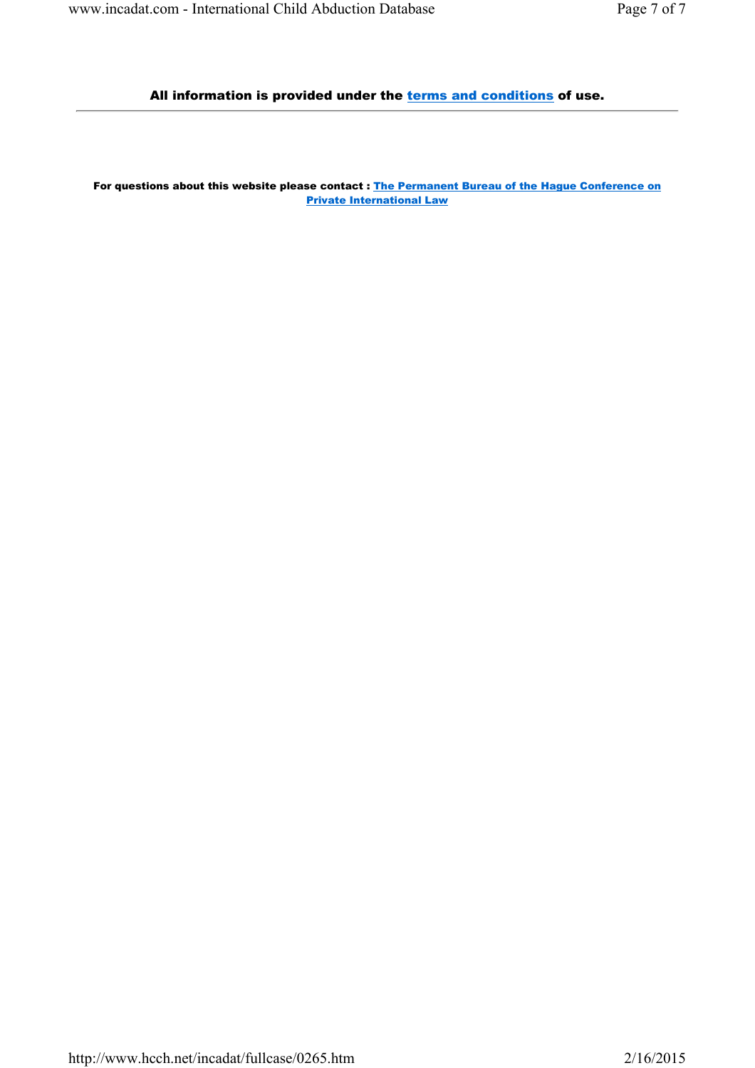**All information is provided under the terms and conditions of use.**

---

**For questions about this website please contact : The Permanent Bureau of the Hague Conference on Private International Law**